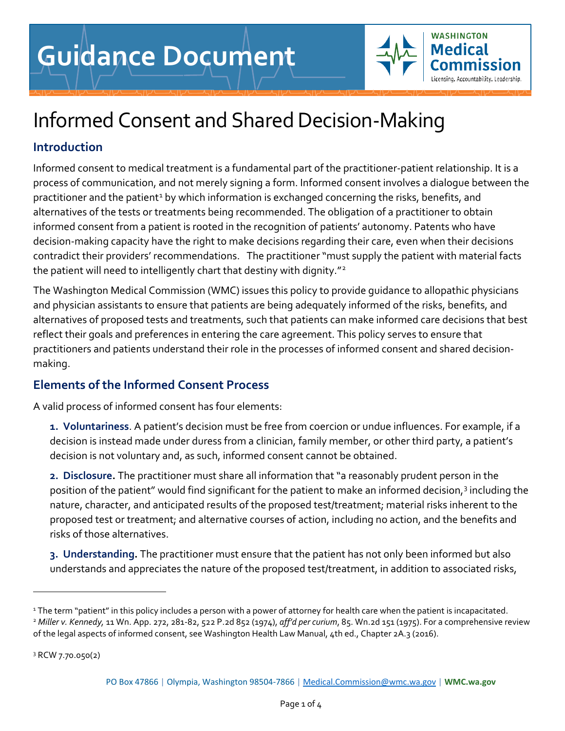# Guidance Document

**WASHINGTON Medical Commission**
Licensing. Accountability. Leadership.

# Informed Consent and Shared Decision-Making

## Introduction

Informed consent to medical treatment is a fundamental part of the practitioner-patient relationship. It is a process of communication, and not merely signing a form. Informed consent involves a dialogue between the practitioner and the patient[1] by which information is exchanged concerning the risks, benefits, and alternatives of the tests or treatments being recommended. The obligation of a practitioner to obtain informed consent from a patient is rooted in the recognition of patients' autonomy. Patents who have decision-making capacity have the right to make decisions regarding their care, even when their decisions contradict their providers' recommendations. The practitioner "must supply the patient with material facts the patient will need to intelligently chart that destiny with dignity."[2]

The Washington Medical Commission (WMC) issues this policy to provide guidance to allopathic physicians and physician assistants to ensure that patients are being adequately informed of the risks, benefits, and alternatives of proposed tests and treatments, such that patients can make informed care decisions that best reflect their goals and preferences in entering the care agreement. This policy serves to ensure that practitioners and patients understand their role in the processes of informed consent and shared decision-making.

## Elements of the Informed Consent Process

A valid process of informed consent has four elements:

**1. Voluntariness**. A patient's decision must be free from coercion or undue influences. For example, if a decision is instead made under duress from a clinician, family member, or other third party, a patient's decision is not voluntary and, as such, informed consent cannot be obtained.

**2. Disclosure.** The practitioner must share all information that "a reasonably prudent person in the position of the patient" would find significant for the patient to make an informed decision,[3] including the nature, character, and anticipated results of the proposed test/treatment; material risks inherent to the proposed test or treatment; and alternative courses of action, including no action, and the benefits and risks of those alternatives.

**3. Understanding.** The practitioner must ensure that the patient has not only been informed but also understands and appreciates the nature of the proposed test/treatment, in addition to associated risks,

---

[1] The term "patient" in this policy includes a person with a power of attorney for health care when the patient is incapacitated.

[2] *Miller v. Kennedy*, 11 Wn. App. 272, 281-82, 522 P.2d 852 (1974), *aff'd per curium*, 85. Wn.2d 151 (1975). For a comprehensive review of the legal aspects of informed consent, see Washington Health Law Manual, 4th ed., Chapter 2A.3 (2016).

[3] RCW 7.70.050(2)

PO Box 47866 | Olympia, Washington 98504-7866 | Medical.Commission@wmc.wa.gov | **WMC.wa.gov**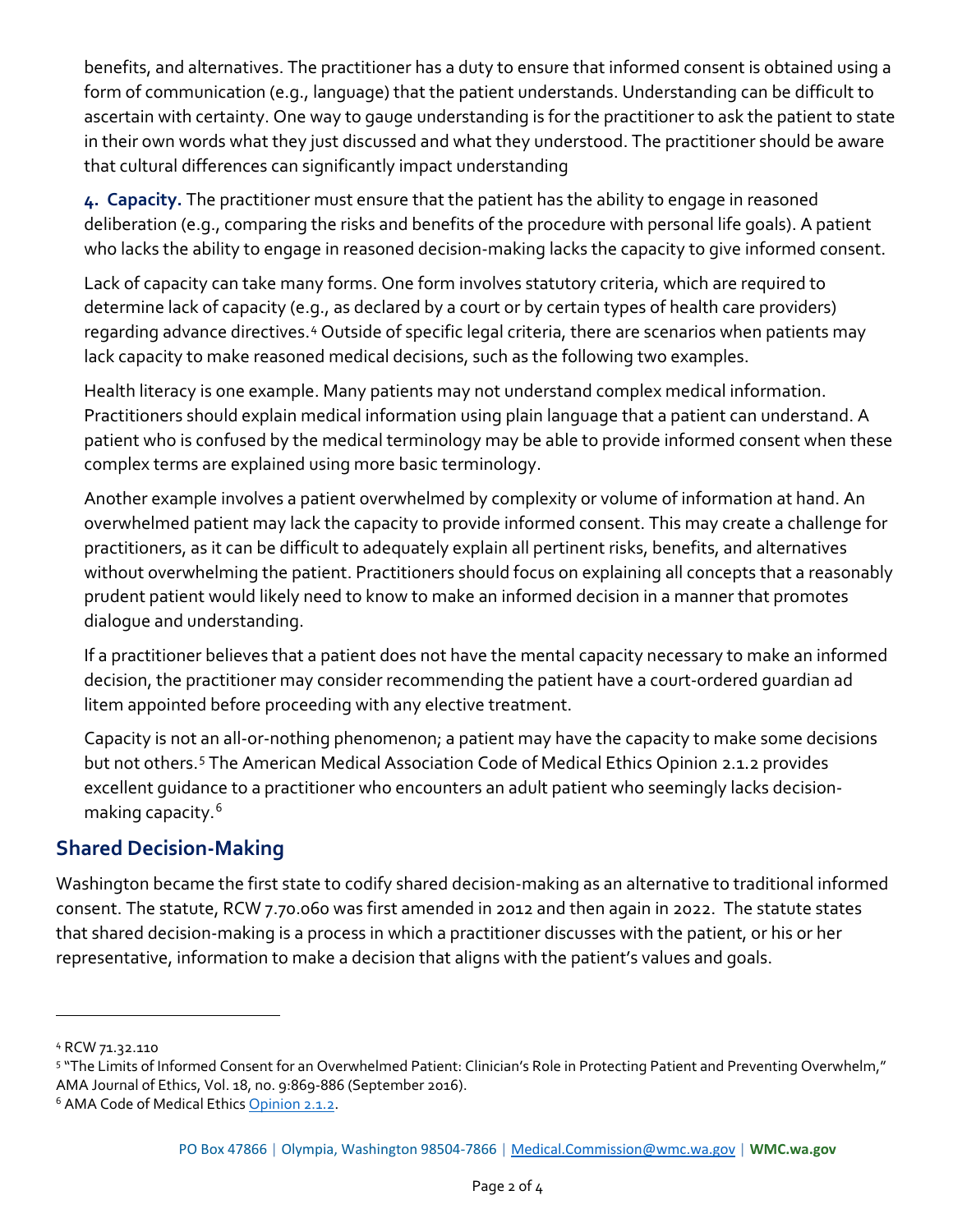benefits, and alternatives. The practitioner has a duty to ensure that informed consent is obtained using a form of communication (e.g., language) that the patient understands. Understanding can be difficult to ascertain with certainty. One way to gauge understanding is for the practitioner to ask the patient to state in their own words what they just discussed and what they understood. The practitioner should be aware that cultural differences can significantly impact understanding

4. **Capacity.** The practitioner must ensure that the patient has the ability to engage in reasoned deliberation (e.g., comparing the risks and benefits of the procedure with personal life goals). A patient who lacks the ability to engage in reasoned decision-making lacks the capacity to give informed consent.

Lack of capacity can take many forms. One form involves statutory criteria, which are required to determine lack of capacity (e.g., as declared by a court or by certain types of health care providers) regarding advance directives.[4] Outside of specific legal criteria, there are scenarios when patients may lack capacity to make reasoned medical decisions, such as the following two examples.

Health literacy is one example. Many patients may not understand complex medical information. Practitioners should explain medical information using plain language that a patient can understand. A patient who is confused by the medical terminology may be able to provide informed consent when these complex terms are explained using more basic terminology.

Another example involves a patient overwhelmed by complexity or volume of information at hand. An overwhelmed patient may lack the capacity to provide informed consent. This may create a challenge for practitioners, as it can be difficult to adequately explain all pertinent risks, benefits, and alternatives without overwhelming the patient. Practitioners should focus on explaining all concepts that a reasonably prudent patient would likely need to know to make an informed decision in a manner that promotes dialogue and understanding.

If a practitioner believes that a patient does not have the mental capacity necessary to make an informed decision, the practitioner may consider recommending the patient have a court-ordered guardian ad litem appointed before proceeding with any elective treatment.

Capacity is not an all-or-nothing phenomenon; a patient may have the capacity to make some decisions but not others.[5] The American Medical Association Code of Medical Ethics Opinion 2.1.2 provides excellent guidance to a practitioner who encounters an adult patient who seemingly lacks decision-making capacity.[6]

## Shared Decision-Making

Washington became the first state to codify shared decision-making as an alternative to traditional informed consent. The statute, RCW 7.70.060 was first amended in 2012 and then again in 2022. The statute states that shared decision-making is a process in which a practitioner discusses with the patient, or his or her representative, information to make a decision that aligns with the patient's values and goals.

---

[4] RCW 71.32.110

[5] "The Limits of Informed Consent for an Overwhelmed Patient: Clinician's Role in Protecting Patient and Preventing Overwhelm," AMA Journal of Ethics, Vol. 18, no. 9:869-886 (September 2016).

[6] AMA Code of Medical Ethics Opinion 2.1.2.

PO Box 47866 | Olympia, Washington 98504-7866 | Medical.Commission@wmc.wa.gov | WMC.wa.gov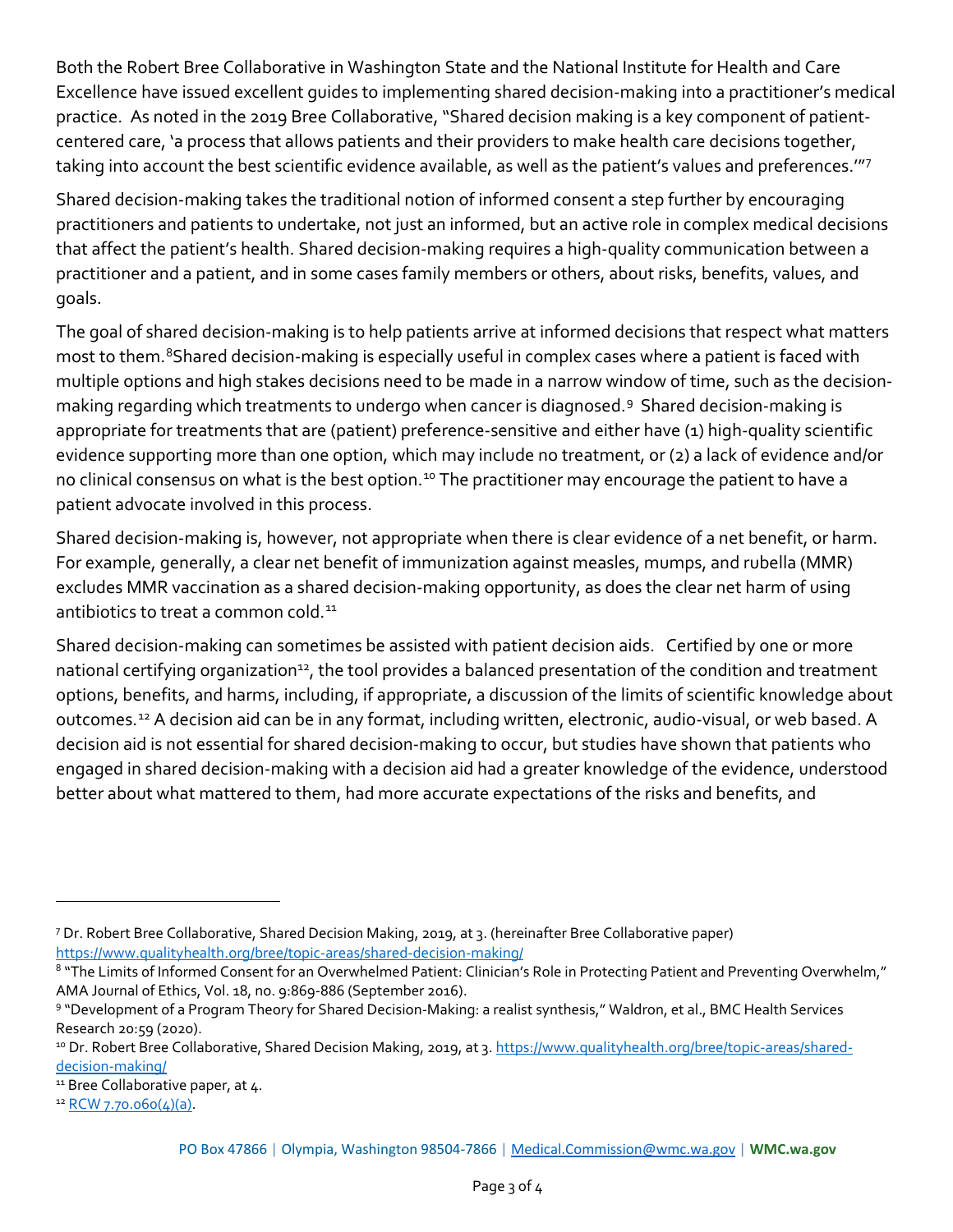Both the Robert Bree Collaborative in Washington State and the National Institute for Health and Care Excellence have issued excellent guides to implementing shared decision-making into a practitioner's medical practice. As noted in the 2019 Bree Collaborative, "Shared decision making is a key component of patient-centered care, 'a process that allows patients and their providers to make health care decisions together, taking into account the best scientific evidence available, as well as the patient's values and preferences.'"[7]

Shared decision-making takes the traditional notion of informed consent a step further by encouraging practitioners and patients to undertake, not just an informed, but an active role in complex medical decisions that affect the patient's health. Shared decision-making requires a high-quality communication between a practitioner and a patient, and in some cases family members or others, about risks, benefits, values, and goals.

The goal of shared decision-making is to help patients arrive at informed decisions that respect what matters most to them.[8]Shared decision-making is especially useful in complex cases where a patient is faced with multiple options and high stakes decisions need to be made in a narrow window of time, such as the decision-making regarding which treatments to undergo when cancer is diagnosed.[9] Shared decision-making is appropriate for treatments that are (patient) preference-sensitive and either have (1) high-quality scientific evidence supporting more than one option, which may include no treatment, or (2) a lack of evidence and/or no clinical consensus on what is the best option.[10] The practitioner may encourage the patient to have a patient advocate involved in this process.

Shared decision-making is, however, not appropriate when there is clear evidence of a net benefit, or harm. For example, generally, a clear net benefit of immunization against measles, mumps, and rubella (MMR) excludes MMR vaccination as a shared decision-making opportunity, as does the clear net harm of using antibiotics to treat a common cold.[11]

Shared decision-making can sometimes be assisted with patient decision aids. Certified by one or more national certifying organization[12], the tool provides a balanced presentation of the condition and treatment options, benefits, and harms, including, if appropriate, a discussion of the limits of scientific knowledge about outcomes.[12] A decision aid can be in any format, including written, electronic, audio-visual, or web based. A decision aid is not essential for shared decision-making to occur, but studies have shown that patients who engaged in shared decision-making with a decision aid had a greater knowledge of the evidence, understood better about what mattered to them, had more accurate expectations of the risks and benefits, and

---

[7] Dr. Robert Bree Collaborative, Shared Decision Making, 2019, at 3. (hereinafter Bree Collaborative paper) https://www.qualityhealth.org/bree/topic-areas/shared-decision-making/

[8] "The Limits of Informed Consent for an Overwhelmed Patient: Clinician's Role in Protecting Patient and Preventing Overwhelm," AMA Journal of Ethics, Vol. 18, no. 9:869-886 (September 2016).

[9] "Development of a Program Theory for Shared Decision-Making: a realist synthesis," Waldron, et al., BMC Health Services Research 20:59 (2020).

[10] Dr. Robert Bree Collaborative, Shared Decision Making, 2019, at 3. https://www.qualityhealth.org/bree/topic-areas/shared-decision-making/

[11] Bree Collaborative paper, at 4.

[12] RCW 7.70.060(4)(a).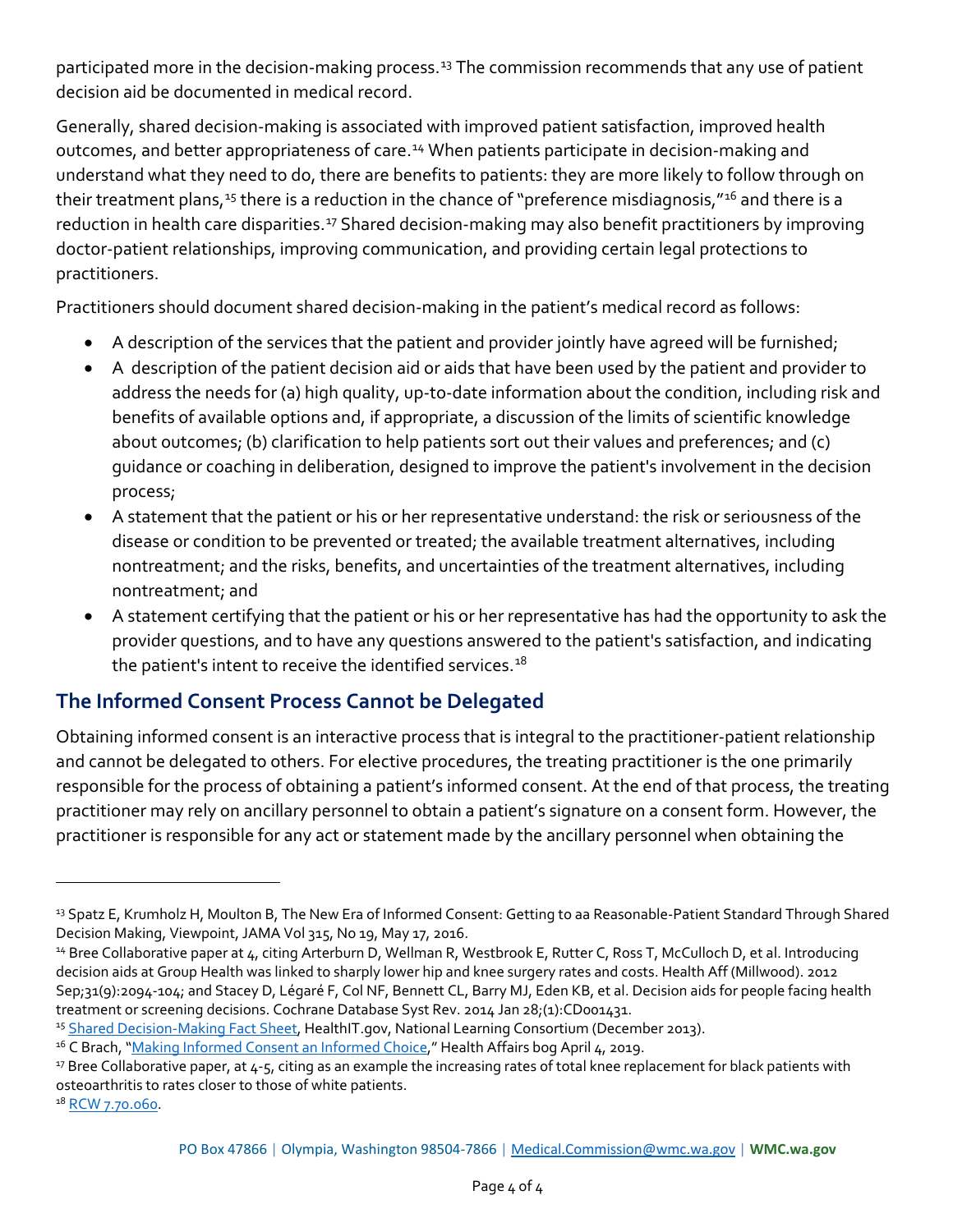participated more in the decision-making process.[13] The commission recommends that any use of patient decision aid be documented in medical record.

Generally, shared decision-making is associated with improved patient satisfaction, improved health outcomes, and better appropriateness of care.[14] When patients participate in decision-making and understand what they need to do, there are benefits to patients: they are more likely to follow through on their treatment plans,[15] there is a reduction in the chance of "preference misdiagnosis,"[16] and there is a reduction in health care disparities.[17] Shared decision-making may also benefit practitioners by improving doctor-patient relationships, improving communication, and providing certain legal protections to practitioners.

Practitioners should document shared decision-making in the patient's medical record as follows:

- A description of the services that the patient and provider jointly have agreed will be furnished;
- A description of the patient decision aid or aids that have been used by the patient and provider to address the needs for (a) high quality, up-to-date information about the condition, including risk and benefits of available options and, if appropriate, a discussion of the limits of scientific knowledge about outcomes; (b) clarification to help patients sort out their values and preferences; and (c) guidance or coaching in deliberation, designed to improve the patient's involvement in the decision process;
- A statement that the patient or his or her representative understand: the risk or seriousness of the disease or condition to be prevented or treated; the available treatment alternatives, including nontreatment; and the risks, benefits, and uncertainties of the treatment alternatives, including nontreatment; and
- A statement certifying that the patient or his or her representative has had the opportunity to ask the provider questions, and to have any questions answered to the patient's satisfaction, and indicating the patient's intent to receive the identified services.[18]

## The Informed Consent Process Cannot be Delegated

Obtaining informed consent is an interactive process that is integral to the practitioner-patient relationship and cannot be delegated to others. For elective procedures, the treating practitioner is the one primarily responsible for the process of obtaining a patient's informed consent. At the end of that process, the treating practitioner may rely on ancillary personnel to obtain a patient's signature on a consent form. However, the practitioner is responsible for any act or statement made by the ancillary personnel when obtaining the

---

[13] Spatz E, Krumholz H, Moulton B, The New Era of Informed Consent: Getting to aa Reasonable-Patient Standard Through Shared Decision Making, Viewpoint, JAMA Vol 315, No 19, May 17, 2016.

[14] Bree Collaborative paper at 4, citing Arterburn D, Wellman R, Westbrook E, Rutter C, Ross T, McCulloch D, et al. Introducing decision aids at Group Health was linked to sharply lower hip and knee surgery rates and costs. Health Aff (Millwood). 2012 Sep;31(9):2094-104; and Stacey D, Légaré F, Col NF, Bennett CL, Barry MJ, Eden KB, et al. Decision aids for people facing health treatment or screening decisions. Cochrane Database Syst Rev. 2014 Jan 28;(1):CD001431.

[15] Shared Decision-Making Fact Sheet, HealthIT.gov, National Learning Consortium (December 2013).

[16] C Brach, "Making Informed Consent an Informed Choice," Health Affairs bog April 4, 2019.

[17] Bree Collaborative paper, at 4-5, citing as an example the increasing rates of total knee replacement for black patients with osteoarthritis to rates closer to those of white patients.

[18] RCW 7.70.060.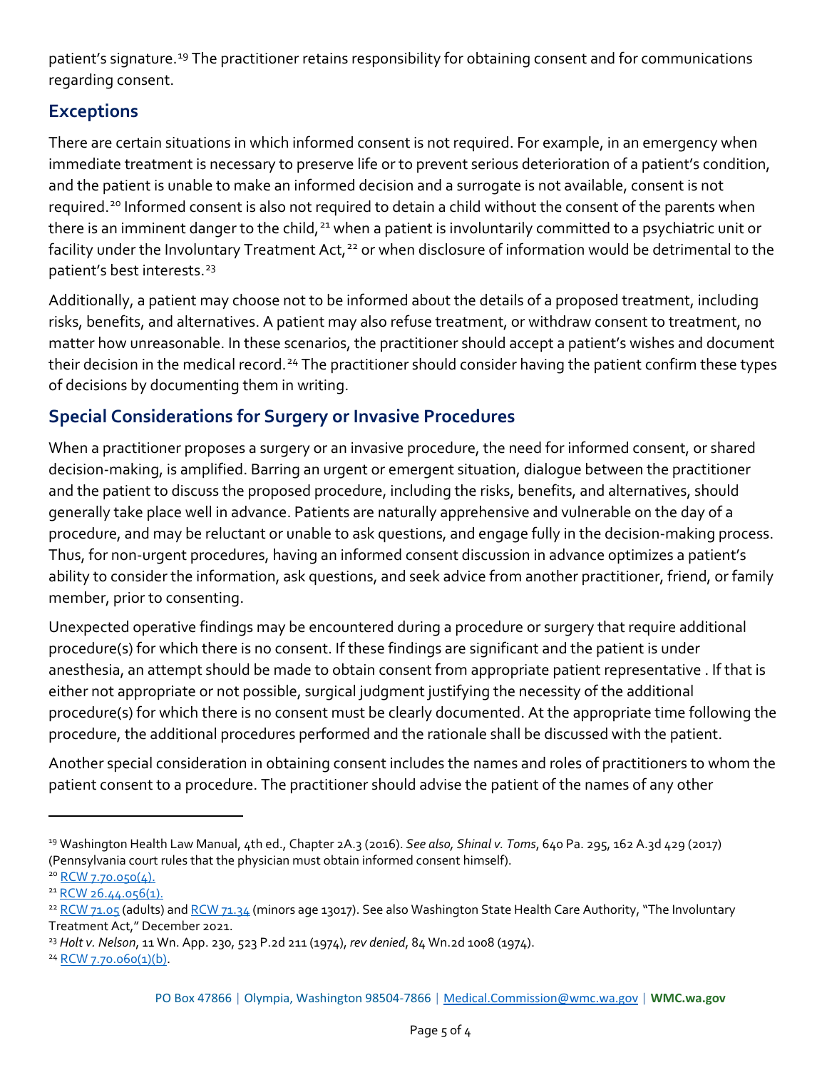patient's signature.[19] The practitioner retains responsibility for obtaining consent and for communications regarding consent.

## Exceptions

There are certain situations in which informed consent is not required. For example, in an emergency when immediate treatment is necessary to preserve life or to prevent serious deterioration of a patient's condition, and the patient is unable to make an informed decision and a surrogate is not available, consent is not required.[20] Informed consent is also not required to detain a child without the consent of the parents when there is an imminent danger to the child,[21] when a patient is involuntarily committed to a psychiatric unit or facility under the Involuntary Treatment Act,[22] or when disclosure of information would be detrimental to the patient's best interests.[23]

Additionally, a patient may choose not to be informed about the details of a proposed treatment, including risks, benefits, and alternatives. A patient may also refuse treatment, or withdraw consent to treatment, no matter how unreasonable. In these scenarios, the practitioner should accept a patient's wishes and document their decision in the medical record.[24] The practitioner should consider having the patient confirm these types of decisions by documenting them in writing.

## Special Considerations for Surgery or Invasive Procedures

When a practitioner proposes a surgery or an invasive procedure, the need for informed consent, or shared decision-making, is amplified. Barring an urgent or emergent situation, dialogue between the practitioner and the patient to discuss the proposed procedure, including the risks, benefits, and alternatives, should generally take place well in advance. Patients are naturally apprehensive and vulnerable on the day of a procedure, and may be reluctant or unable to ask questions, and engage fully in the decision-making process. Thus, for non-urgent procedures, having an informed consent discussion in advance optimizes a patient's ability to consider the information, ask questions, and seek advice from another practitioner, friend, or family member, prior to consenting.

Unexpected operative findings may be encountered during a procedure or surgery that require additional procedure(s) for which there is no consent. If these findings are significant and the patient is under anesthesia, an attempt should be made to obtain consent from appropriate patient representative . If that is either not appropriate or not possible, surgical judgment justifying the necessity of the additional procedure(s) for which there is no consent must be clearly documented. At the appropriate time following the procedure, the additional procedures performed and the rationale shall be discussed with the patient.

Another special consideration in obtaining consent includes the names and roles of practitioners to whom the patient consent to a procedure. The practitioner should advise the patient of the names of any other

---

[19] Washington Health Law Manual, 4th ed., Chapter 2A.3 (2016). *See also, Shinal v. Toms*, 640 Pa. 295, 162 A.3d 429 (2017) (Pennsylvania court rules that the physician must obtain informed consent himself).

[20] RCW 7.70.050(4).

[21] RCW 26.44.056(1).

[22] RCW 71.05 (adults) and RCW 71.34 (minors age 13017). See also Washington State Health Care Authority, "The Involuntary Treatment Act," December 2021.

[23] *Holt v. Nelson*, 11 Wn. App. 230, 523 P.2d 211 (1974), *rev denied*, 84 Wn.2d 1008 (1974).

[24] RCW 7.70.060(1)(b).

PO Box 47866 | Olympia, Washington 98504-7866 | Medical.Commission@wmc.wa.gov | **WMC.wa.gov**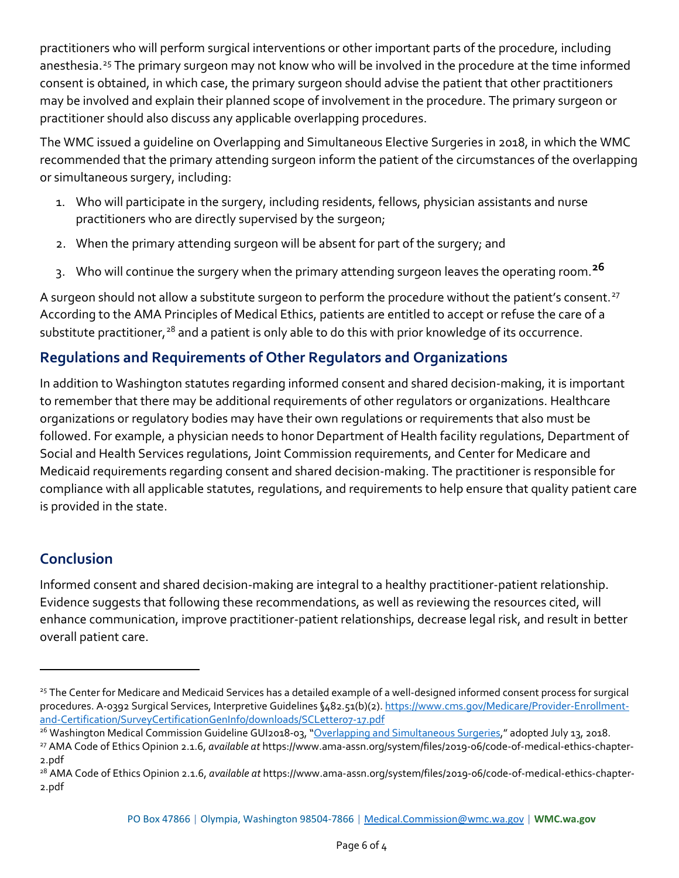practitioners who will perform surgical interventions or other important parts of the procedure, including anesthesia.[25] The primary surgeon may not know who will be involved in the procedure at the time informed consent is obtained, in which case, the primary surgeon should advise the patient that other practitioners may be involved and explain their planned scope of involvement in the procedure. The primary surgeon or practitioner should also discuss any applicable overlapping procedures.

The WMC issued a guideline on Overlapping and Simultaneous Elective Surgeries in 2018, in which the WMC recommended that the primary attending surgeon inform the patient of the circumstances of the overlapping or simultaneous surgery, including:

1. Who will participate in the surgery, including residents, fellows, physician assistants and nurse practitioners who are directly supervised by the surgeon;
2. When the primary attending surgeon will be absent for part of the surgery; and
3. Who will continue the surgery when the primary attending surgeon leaves the operating room.[26]

A surgeon should not allow a substitute surgeon to perform the procedure without the patient's consent.[27] According to the AMA Principles of Medical Ethics, patients are entitled to accept or refuse the care of a substitute practitioner,[28] and a patient is only able to do this with prior knowledge of its occurrence.

## Regulations and Requirements of Other Regulators and Organizations

In addition to Washington statutes regarding informed consent and shared decision-making, it is important to remember that there may be additional requirements of other regulators or organizations. Healthcare organizations or regulatory bodies may have their own regulations or requirements that also must be followed. For example, a physician needs to honor Department of Health facility regulations, Department of Social and Health Services regulations, Joint Commission requirements, and Center for Medicare and Medicaid requirements regarding consent and shared decision-making. The practitioner is responsible for compliance with all applicable statutes, regulations, and requirements to help ensure that quality patient care is provided in the state.

## Conclusion

Informed consent and shared decision-making are integral to a healthy practitioner-patient relationship. Evidence suggests that following these recommendations, as well as reviewing the resources cited, will enhance communication, improve practitioner-patient relationships, decrease legal risk, and result in better overall patient care.

---

[25] The Center for Medicare and Medicaid Services has a detailed example of a well-designed informed consent process for surgical procedures. A-0392 Surgical Services, Interpretive Guidelines §482.51(b)(2). https://www.cms.gov/Medicare/Provider-Enrollment-and-Certification/SurveyCertificationGenInfo/downloads/SCLetter07-17.pdf

[26] Washington Medical Commission Guideline GUI2018-03, "Overlapping and Simultaneous Surgeries," adopted July 13, 2018.

[27] AMA Code of Ethics Opinion 2.1.6, *available at* https://www.ama-assn.org/system/files/2019-06/code-of-medical-ethics-chapter-2.pdf

[28] AMA Code of Ethics Opinion 2.1.6, *available at* https://www.ama-assn.org/system/files/2019-06/code-of-medical-ethics-chapter-2.pdf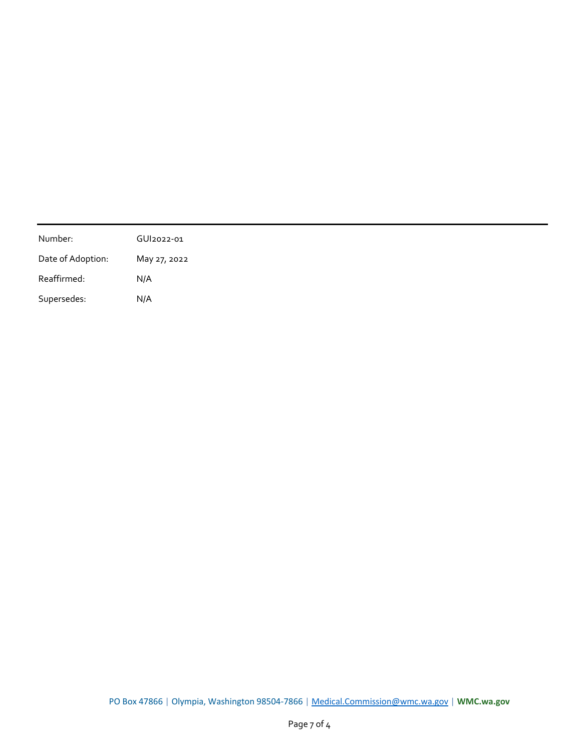---

| | |
|---|---|
| Number: | GUI2022-01 |
| Date of Adoption: | May 27, 2022 |
| Reaffirmed: | N/A |
| Supersedes: | N/A |